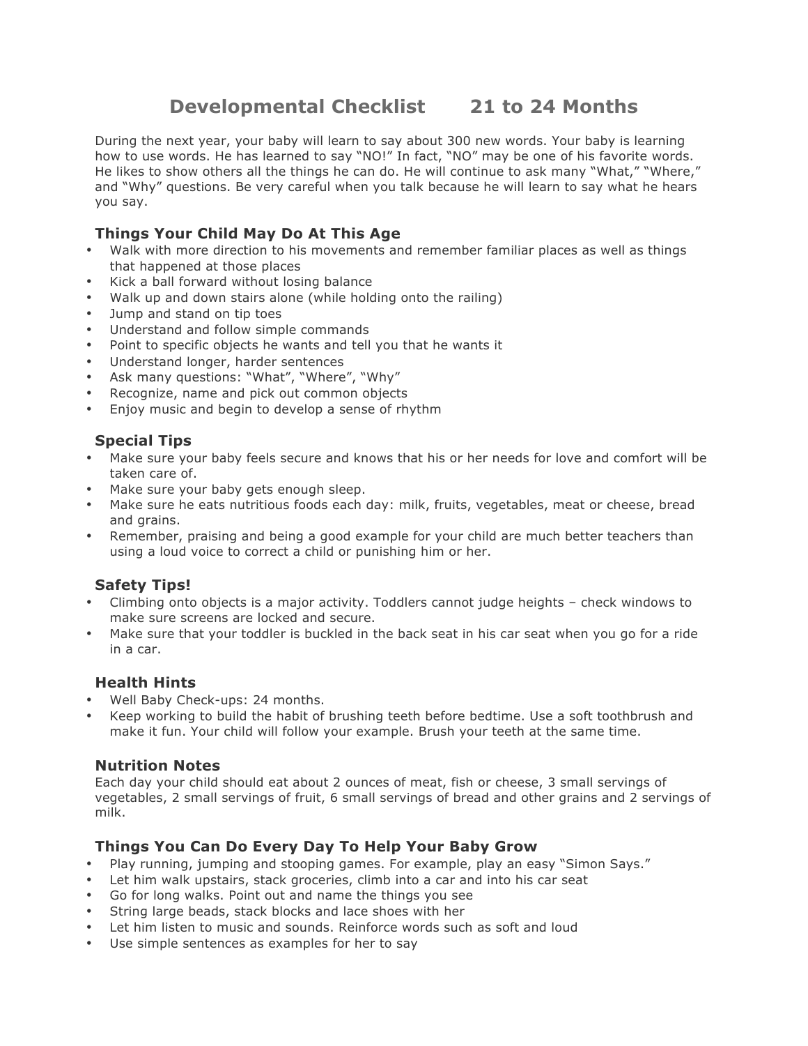# Developmental Checklist 21 to 24 Months

During the next year, your baby will learn to say about 300 new words. Your baby is learning how to use words. He has learned to say "NO!" In fact, "NO" may be one of his favorite words. He likes to show others all the things he can do. He will continue to ask many "What," "Where," and "Why" questions. Be very careful when you talk because he will learn to say what he hears you say.

## Things Your Child May Do At This Age

- Walk with more direction to his movements and remember familiar places as well as things that happened at those places
- Kick a ball forward without losing balance
- Walk up and down stairs alone (while holding onto the railing)
- Jump and stand on tip toes
- Understand and follow simple commands
- Point to specific objects he wants and tell you that he wants it
- Understand longer, harder sentences
- Ask many questions: "What", "Where", "Why"
- Recognize, name and pick out common objects
- Enjoy music and begin to develop a sense of rhythm

## Special Tips

- Make sure your baby feels secure and knows that his or her needs for love and comfort will be taken care of.
- Make sure your baby gets enough sleep.
- Make sure he eats nutritious foods each day: milk, fruits, vegetables, meat or cheese, bread and grains.
- Remember, praising and being a good example for your child are much better teachers than using a loud voice to correct a child or punishing him or her.

## Safety Tips!

- Climbing onto objects is a major activity. Toddlers cannot judge heights – check windows to make sure screens are locked and secure.
- Make sure that your toddler is buckled in the back seat in his car seat when you go for a ride in a car.

## Health Hints

- Well Baby Check-ups: 24 months.
- Keep working to build the habit of brushing teeth before bedtime. Use a soft toothbrush and make it fun. Your child will follow your example. Brush your teeth at the same time.

## Nutrition Notes

Each day your child should eat about 2 ounces of meat, fish or cheese, 3 small servings of vegetables, 2 small servings of fruit, 6 small servings of bread and other grains and 2 servings of milk.

## Things You Can Do Every Day To Help Your Baby Grow

- Play running, jumping and stooping games. For example, play an easy "Simon Says."
- Let him walk upstairs, stack groceries, climb into a car and into his car seat
- Go for long walks. Point out and name the things you see
- String large beads, stack blocks and lace shoes with her
- Let him listen to music and sounds. Reinforce words such as soft and loud
- Use simple sentences as examples for her to say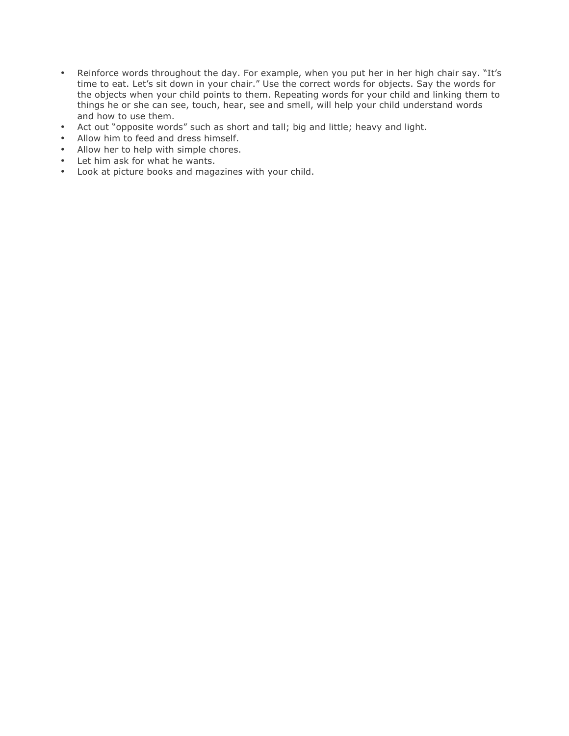- Reinforce words throughout the day. For example, when you put her in her high chair say. "It's time to eat. Let's sit down in your chair." Use the correct words for objects. Say the words for the objects when your child points to them. Repeating words for your child and linking them to things he or she can see, touch, hear, see and smell, will help your child understand words and how to use them.
- Act out "opposite words" such as short and tall; big and little; heavy and light.
- Allow him to feed and dress himself.
- Allow her to help with simple chores.
- Let him ask for what he wants.
- Look at picture books and magazines with your child.